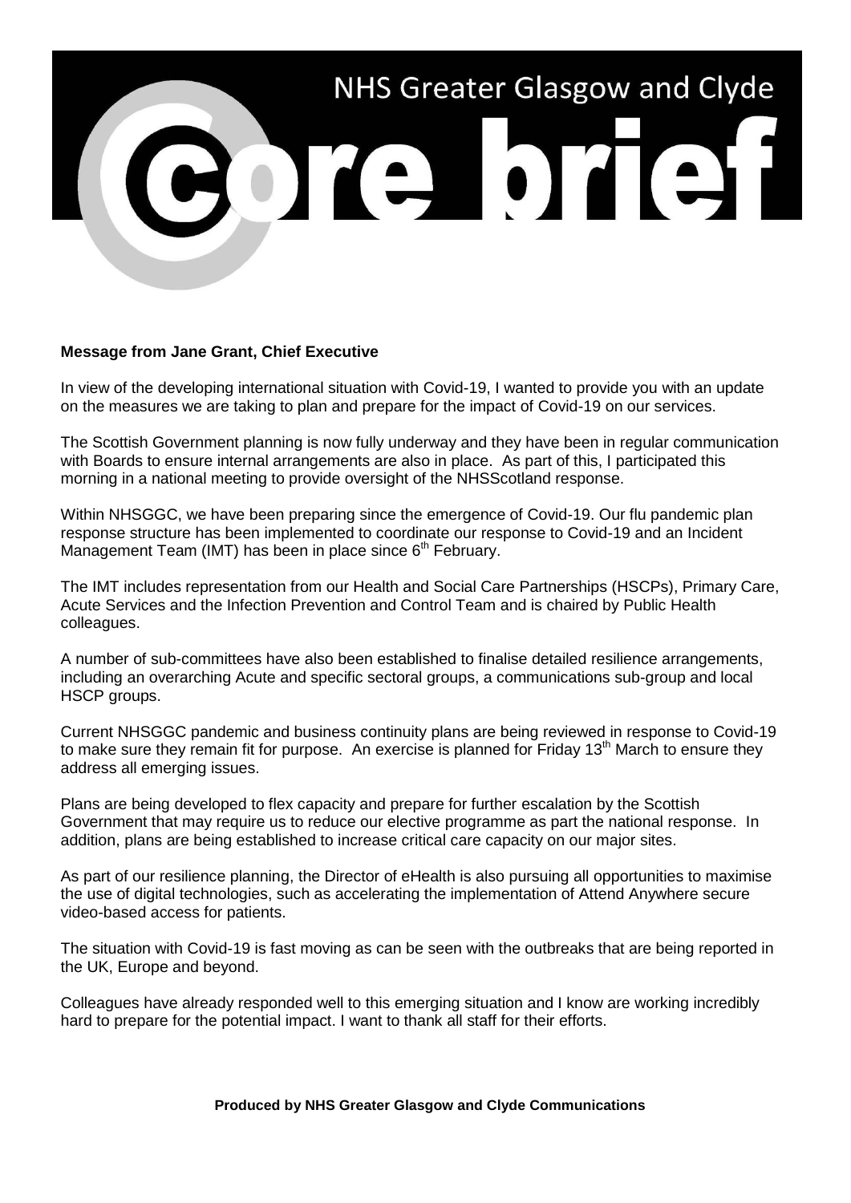# NHS Greater Glasgow and Clyde

# core brief

**Message from Jane Grant, Chief Executive**

In view of the developing international situation with Covid-19, I wanted to provide you with an update on the measures we are taking to plan and prepare for the impact of Covid-19 on our services.

The Scottish Government planning is now fully underway and they have been in regular communication with Boards to ensure internal arrangements are also in place. As part of this, I participated this morning in a national meeting to provide oversight of the NHSScotland response.

Within NHSGGC, we have been preparing since the emergence of Covid-19. Our flu pandemic plan response structure has been implemented to coordinate our response to Covid-19 and an Incident Management Team (IMT) has been in place since 6th February.

The IMT includes representation from our Health and Social Care Partnerships (HSCPs), Primary Care, Acute Services and the Infection Prevention and Control Team and is chaired by Public Health colleagues.

A number of sub-committees have also been established to finalise detailed resilience arrangements, including an overarching Acute and specific sectoral groups, a communications sub-group and local HSCP groups.

Current NHSGGC pandemic and business continuity plans are being reviewed in response to Covid-19 to make sure they remain fit for purpose. An exercise is planned for Friday 13th March to ensure they address all emerging issues.

Plans are being developed to flex capacity and prepare for further escalation by the Scottish Government that may require us to reduce our elective programme as part the national response. In addition, plans are being established to increase critical care capacity on our major sites.

As part of our resilience planning, the Director of eHealth is also pursuing all opportunities to maximise the use of digital technologies, such as accelerating the implementation of Attend Anywhere secure video-based access for patients.

The situation with Covid-19 is fast moving as can be seen with the outbreaks that are being reported in the UK, Europe and beyond.

Colleagues have already responded well to this emerging situation and I know are working incredibly hard to prepare for the potential impact. I want to thank all staff for their efforts.

**Produced by NHS Greater Glasgow and Clyde Communications**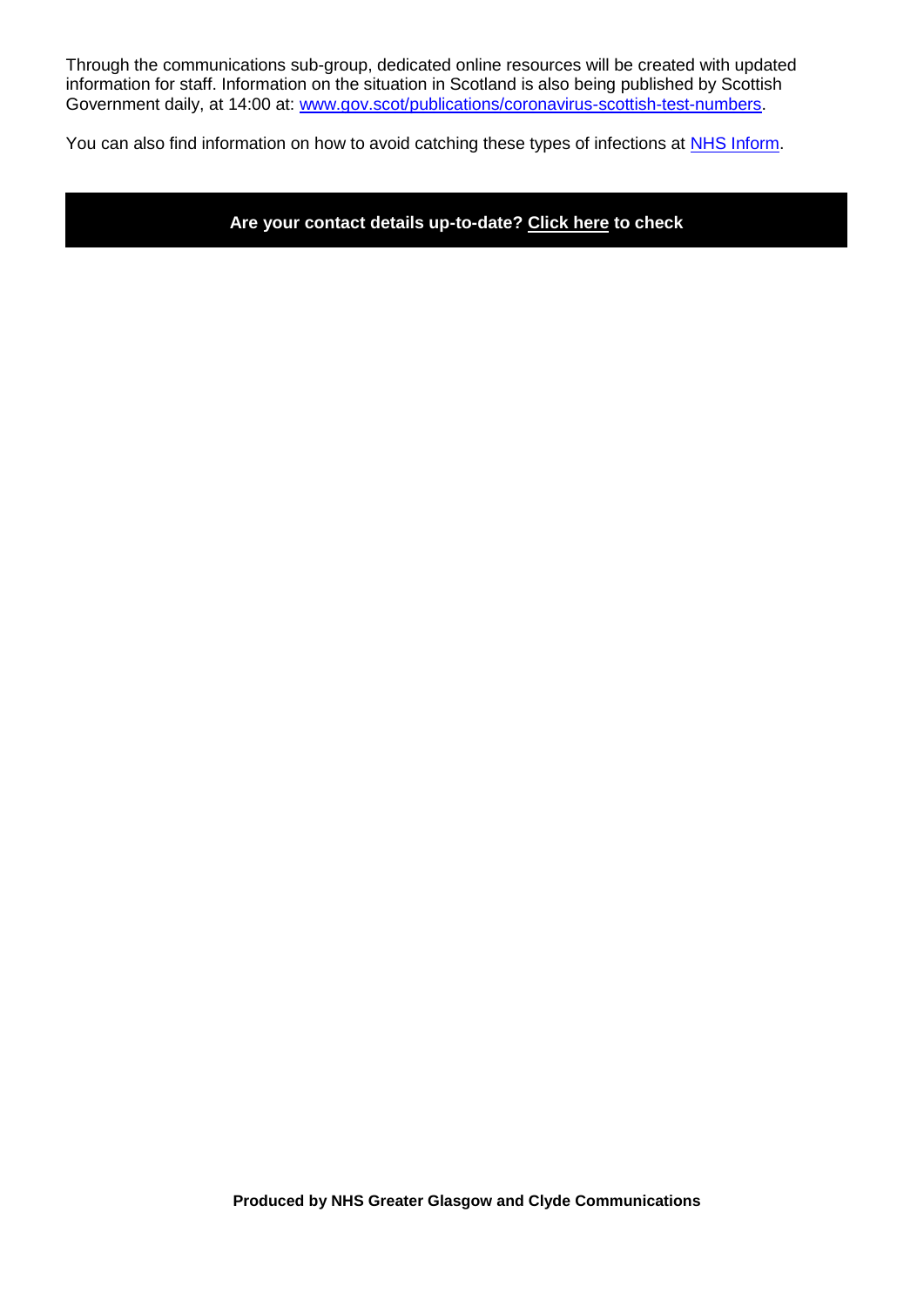Through the communications sub-group, dedicated online resources will be created with updated information for staff. Information on the situation in Scotland is also being published by Scottish Government daily, at 14:00 at: www.gov.scot/publications/coronavirus-scottish-test-numbers.

You can also find information on how to avoid catching these types of infections at NHS Inform.

**Are your contact details up-to-date? Click here to check**

**Produced by NHS Greater Glasgow and Clyde Communications**